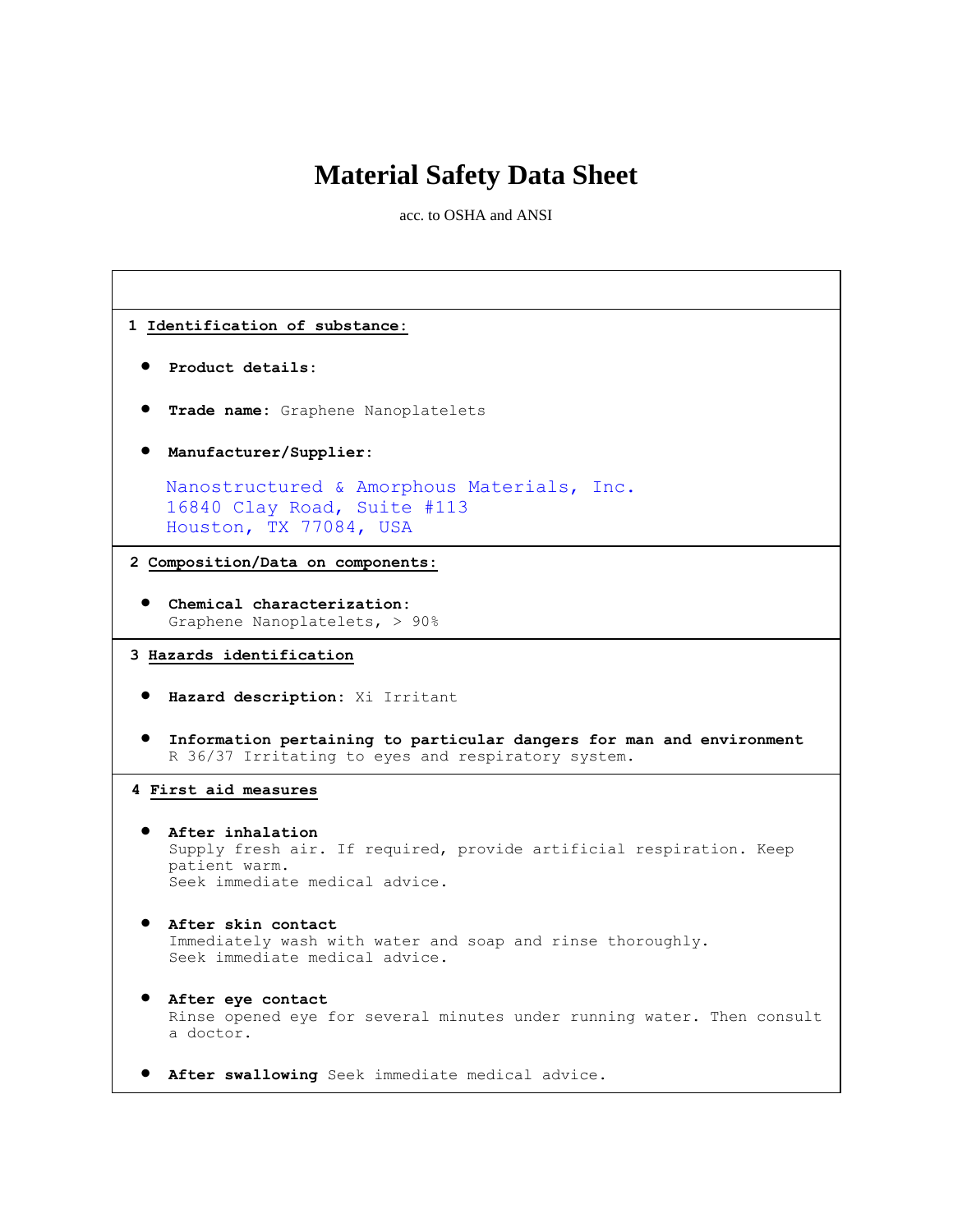# Material Safety Data Sheet

acc. to OSHA and ANSI

## 1 Identification of substance:

- **Product details:**
- **Trade name:** Graphene Nanoplatelets
- **Manufacturer/Supplier:**

  Nanostructured & Amorphous Materials, Inc.
  16840 Clay Road, Suite #113
  Houston, TX 77084, USA

## 2 Composition/Data on components:

- **Chemical characterization:**
  Graphene Nanoplatelets, > 90%

## 3 Hazards identification

- **Hazard description:** Xi Irritant
- **Information pertaining to particular dangers for man and environment**
  R 36/37 Irritating to eyes and respiratory system.

## 4 First aid measures

- **After inhalation**
  Supply fresh air. If required, provide artificial respiration. Keep patient warm.
  Seek immediate medical advice.
- **After skin contact**
  Immediately wash with water and soap and rinse thoroughly.
  Seek immediate medical advice.
- **After eye contact**
  Rinse opened eye for several minutes under running water. Then consult a doctor.
- **After swallowing** Seek immediate medical advice.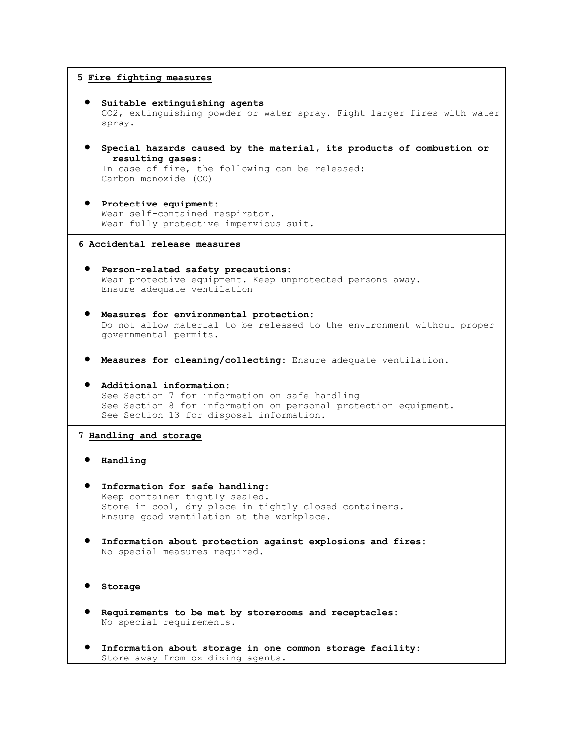## 5 Fire fighting measures

- **Suitable extinguishing agents**
  $CO_2$, extinguishing powder or water spray. Fight larger fires with water spray.

- **Special hazards caused by the material, its products of combustion or resulting gases:**
  In case of fire, the following can be released:
  Carbon monoxide (CO)

- **Protective equipment:**
  Wear self-contained respirator.
  Wear fully protective impervious suit.

## 6 Accidental release measures

- **Person-related safety precautions:**
  Wear protective equipment. Keep unprotected persons away.
  Ensure adequate ventilation

- **Measures for environmental protection:**
  Do not allow material to be released to the environment without proper governmental permits.

- **Measures for cleaning/collecting:** Ensure adequate ventilation.

- **Additional information:**
  See Section 7 for information on safe handling
  See Section 8 for information on personal protection equipment.
  See Section 13 for disposal information.

## 7 Handling and storage

- **Handling**

- **Information for safe handling:**
  Keep container tightly sealed.
  Store in cool, dry place in tightly closed containers.
  Ensure good ventilation at the workplace.

- **Information about protection against explosions and fires:**
  No special measures required.

- **Storage**

- **Requirements to be met by storerooms and receptacles:**
  No special requirements.

- **Information about storage in one common storage facility:**
  Store away from oxidizing agents.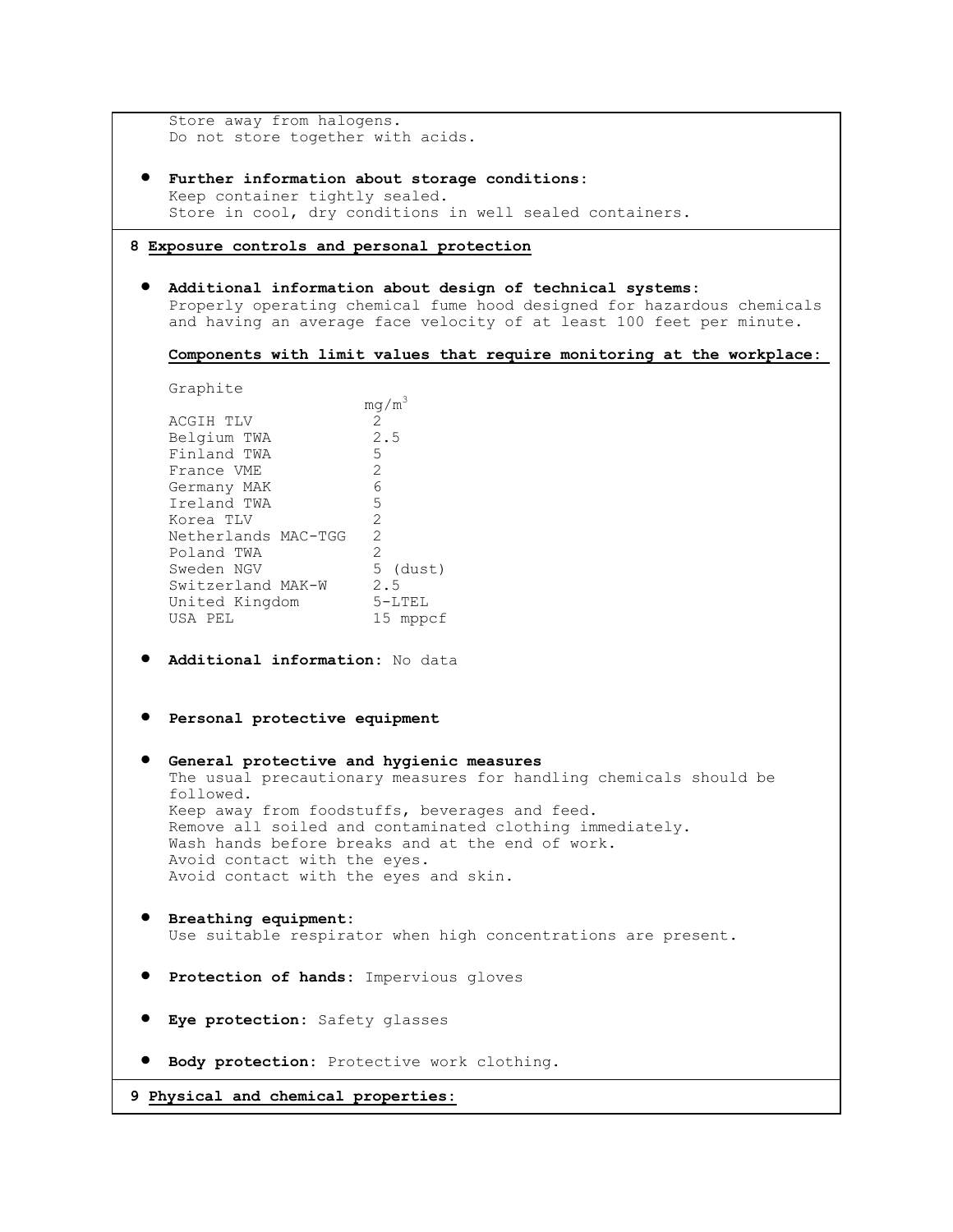Store away from halogens.
Do not store together with acids.

- **Further information about storage conditions:**
  Keep container tightly sealed.
  Store in cool, dry conditions in well sealed containers.

## 8 Exposure controls and personal protection

- **Additional information about design of technical systems:**
  Properly operating chemical fume hood designed for hazardous chemicals and having an average face velocity of at least 100 feet per minute.

**Components with limit values that require monitoring at the workplace:**

Graphite

| | $mg/m^3$ |
|---|---|
| ACGIH TLV | 2 |
| Belgium TWA | 2.5 |
| Finland TWA | 5 |
| France VME | 2 |
| Germany MAK | 6 |
| Ireland TWA | 5 |
| Korea TLV | 2 |
| Netherlands MAC-TGG | 2 |
| Poland TWA | 2 |
| Sweden NGV | 5 (dust) |
| Switzerland MAK-W | 2.5 |
| United Kingdom | 5-LTEL |
| USA PEL | 15 mppcf |

- **Additional information:** No data

- **Personal protective equipment**

- **General protective and hygienic measures**
  The usual precautionary measures for handling chemicals should be followed.
  Keep away from foodstuffs, beverages and feed.
  Remove all soiled and contaminated clothing immediately.
  Wash hands before breaks and at the end of work.
  Avoid contact with the eyes.
  Avoid contact with the eyes and skin.

- **Breathing equipment:**
  Use suitable respirator when high concentrations are present.

- **Protection of hands:** Impervious gloves

- **Eye protection:** Safety glasses

- **Body protection:** Protective work clothing.

## 9 Physical and chemical properties: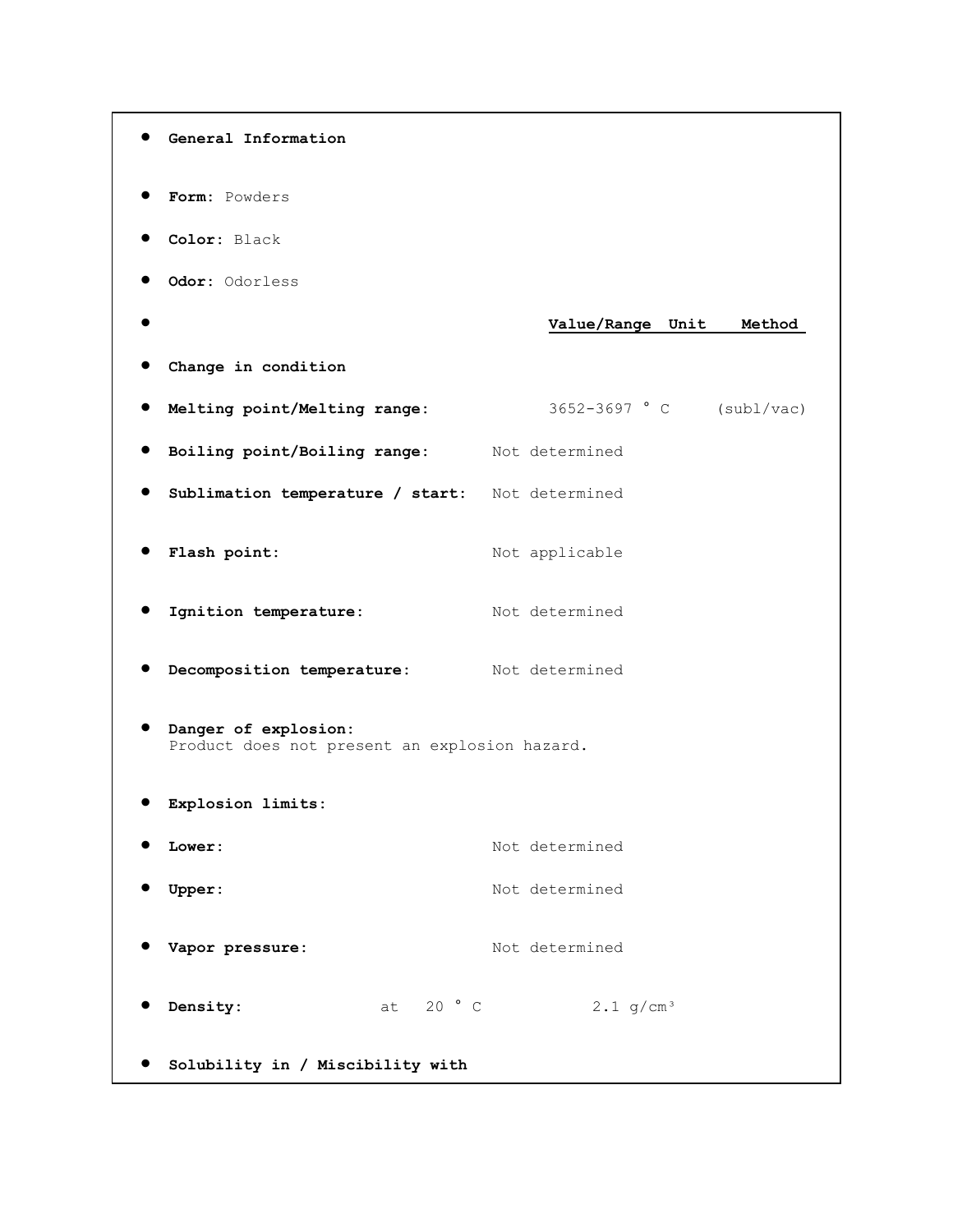- **General Information**
- **Form:** Powders
- **Color:** Black
- **Odor:** Odorless

| | Value/Range | Unit | Method |
|---|---|---|---|
| **Change in condition** | | | |
| **Melting point/Melting range:** | 3652-3697 | °C | (subl/vac) |
| **Boiling point/Boiling range:** | Not determined | | |
| **Sublimation temperature / start:** | Not determined | | |
| **Flash point:** | Not applicable | | |
| **Ignition temperature:** | Not determined | | |
| **Decomposition temperature:** | Not determined | | |

- **Danger of explosion:**
  Product does not present an explosion hazard.
- **Explosion limits:**

| | Value/Range | Unit | Method |
|---|---|---|---|
| **Lower:** | Not determined | | |
| **Upper:** | Not determined | | |
| **Vapor pressure:** | Not determined | | |
| **Density:** at 20 °C | 2.1 | $g/cm^3$ | |

- **Solubility in / Miscibility with**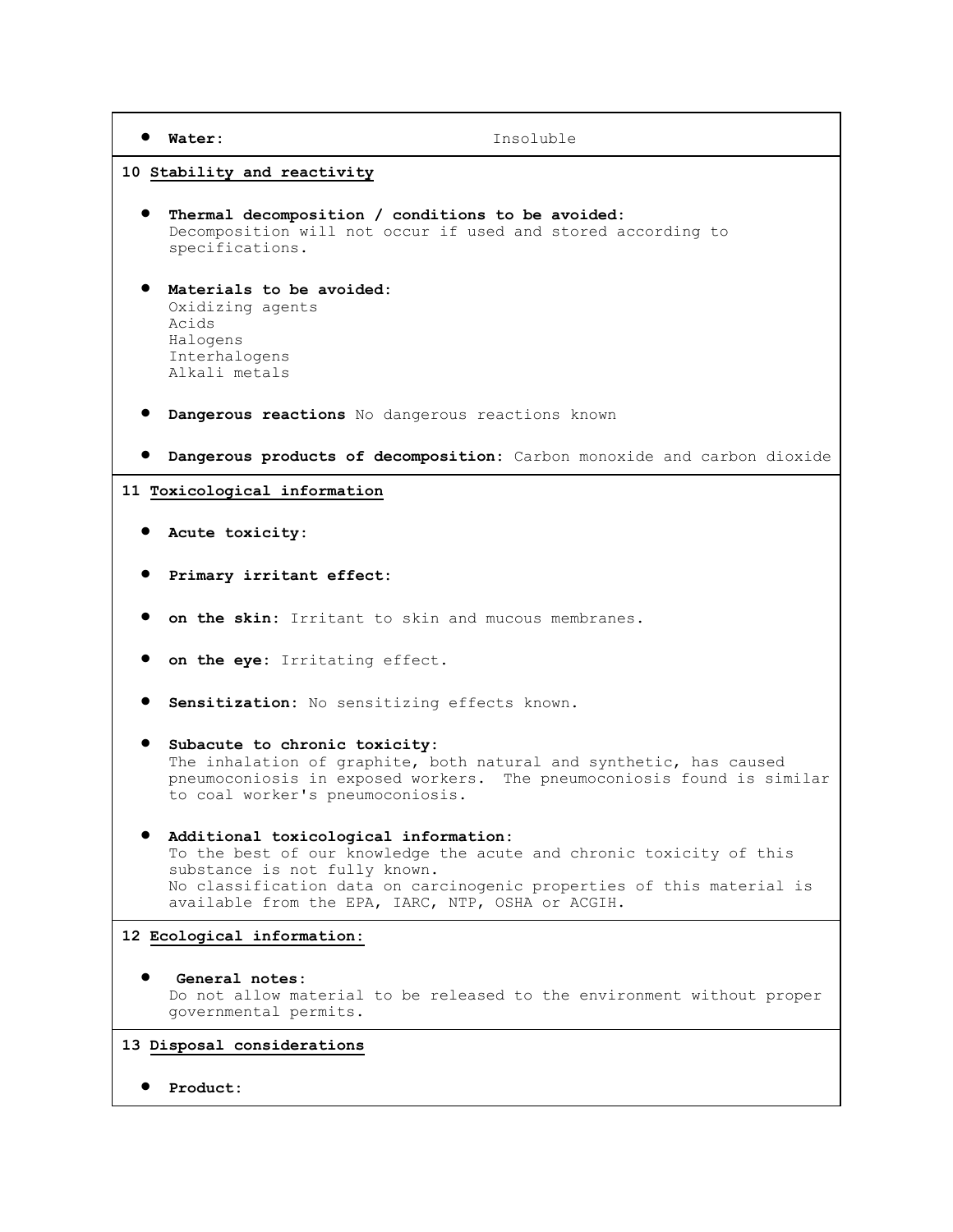- **Water:** Insoluble

## 10 Stability and reactivity

- **Thermal decomposition / conditions to be avoided:**
  Decomposition will not occur if used and stored according to specifications.

- **Materials to be avoided:**
  Oxidizing agents
  Acids
  Halogens
  Interhalogens
  Alkali metals

- **Dangerous reactions** No dangerous reactions known

- **Dangerous products of decomposition:** Carbon monoxide and carbon dioxide

## 11 Toxicological information

- **Acute toxicity:**

- **Primary irritant effect:**

- **on the skin:** Irritant to skin and mucous membranes.

- **on the eye:** Irritating effect.

- **Sensitization:** No sensitizing effects known.

- **Subacute to chronic toxicity:**
  The inhalation of graphite, both natural and synthetic, has caused pneumoconiosis in exposed workers. The pneumoconiosis found is similar to coal worker's pneumoconiosis.

- **Additional toxicological information:**
  To the best of our knowledge the acute and chronic toxicity of this substance is not fully known.
  No classification data on carcinogenic properties of this material is available from the EPA, IARC, NTP, OSHA or ACGIH.

## 12 Ecological information:

- **General notes:**
  Do not allow material to be released to the environment without proper governmental permits.

## 13 Disposal considerations

- **Product:**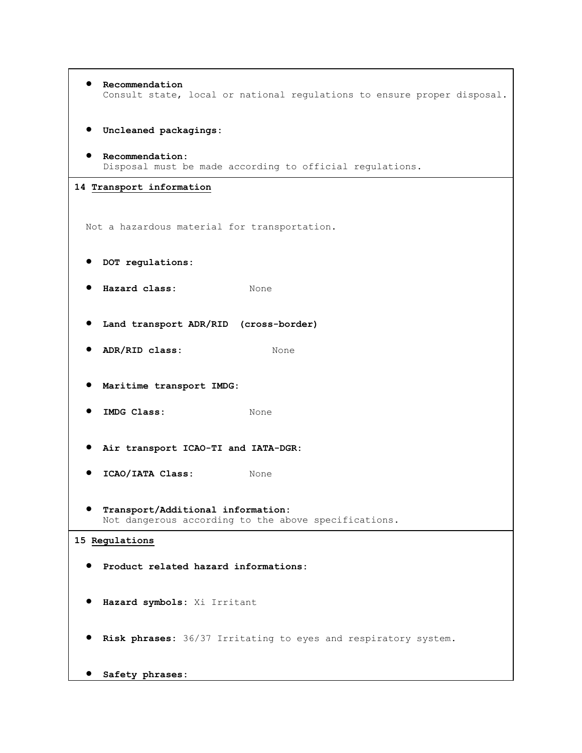- **Recommendation**
  Consult state, local or national regulations to ensure proper disposal.

- **Uncleaned packagings:**

- **Recommendation:**
  Disposal must be made according to official regulations.

## 14 Transport information

Not a hazardous material for transportation.

- **DOT regulations:**

- **Hazard class:** None

- **Land transport ADR/RID (cross-border)**

- **ADR/RID class:** None

- **Maritime transport IMDG:**

- **IMDG Class:** None

- **Air transport ICAO-TI and IATA-DGR:**

- **ICAO/IATA Class:** None

- **Transport/Additional information:**
  Not dangerous according to the above specifications.

## 15 Regulations

- **Product related hazard informations:**

- **Hazard symbols:** Xi Irritant

- **Risk phrases:** 36/37 Irritating to eyes and respiratory system.

- **Safety phrases:**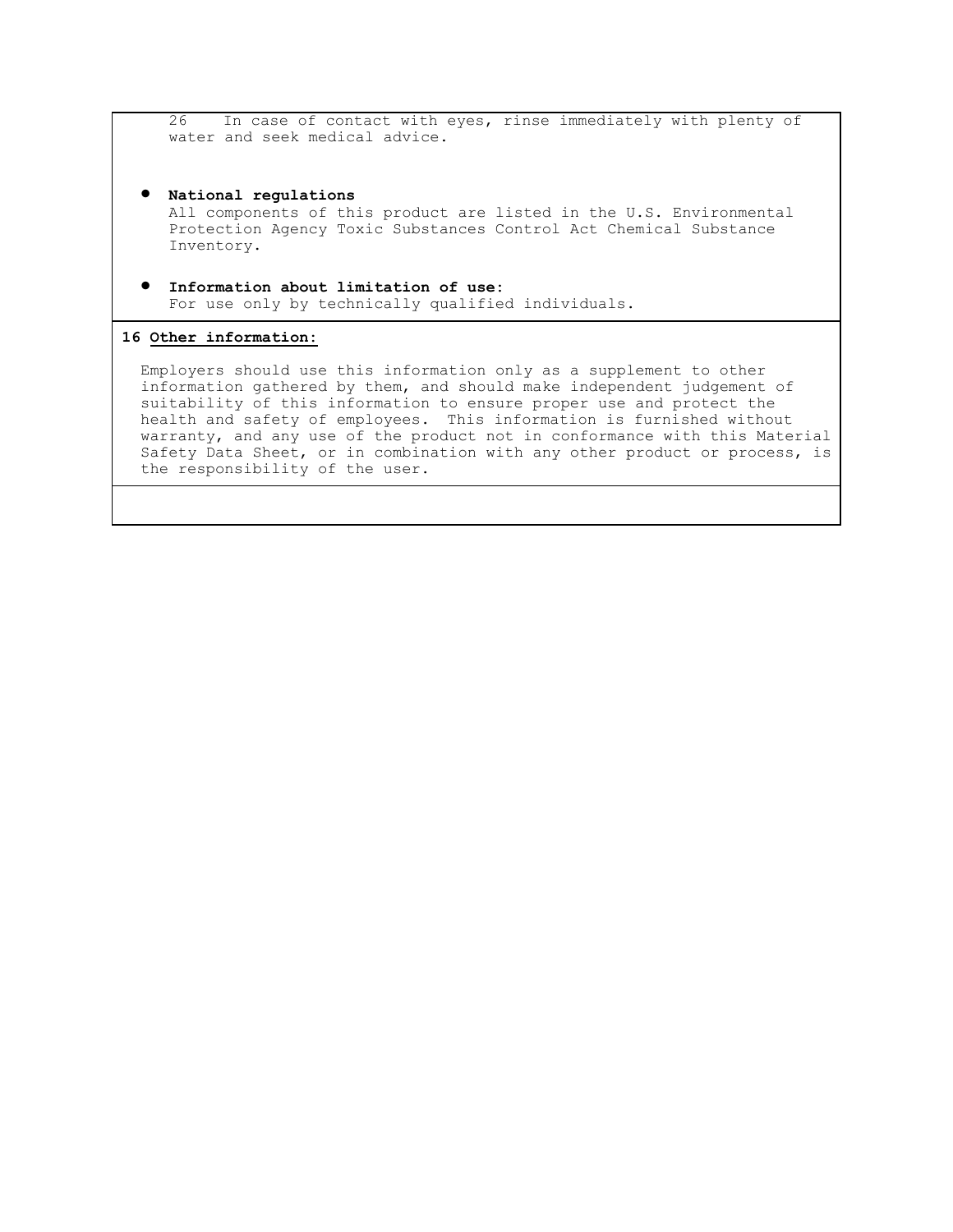26 In case of contact with eyes, rinse immediately with plenty of water and seek medical advice.

- **National regulations**
  All components of this product are listed in the U.S. Environmental Protection Agency Toxic Substances Control Act Chemical Substance Inventory.

- **Information about limitation of use:**
  For use only by technically qualified individuals.

## 16 Other information:

Employers should use this information only as a supplement to other information gathered by them, and should make independent judgement of suitability of this information to ensure proper use and protect the health and safety of employees. This information is furnished without warranty, and any use of the product not in conformance with this Material Safety Data Sheet, or in combination with any other product or process, is the responsibility of the user.